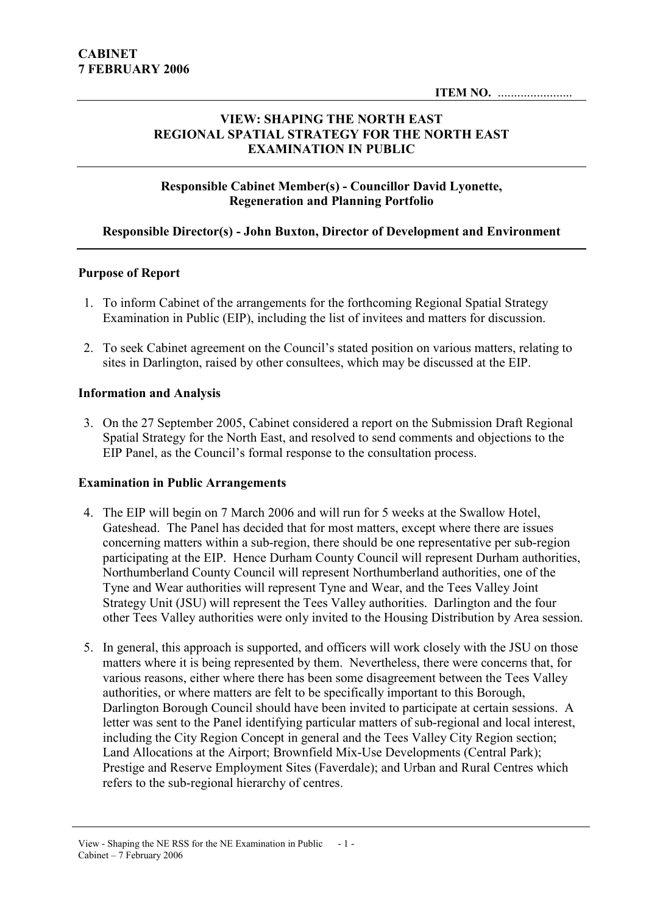**CABINET**
**7 FEBRUARY 2006**

**ITEM NO.** .......................

## VIEW: SHAPING THE NORTH EAST REGIONAL SPATIAL STRATEGY FOR THE NORTH EAST EXAMINATION IN PUBLIC

**Responsible Cabinet Member(s) - Councillor David Lyonette, Regeneration and Planning Portfolio**

**Responsible Director(s) - John Buxton, Director of Development and Environment**

### Purpose of Report

1. To inform Cabinet of the arrangements for the forthcoming Regional Spatial Strategy Examination in Public (EIP), including the list of invitees and matters for discussion.

2. To seek Cabinet agreement on the Council's stated position on various matters, relating to sites in Darlington, raised by other consultees, which may be discussed at the EIP.

### Information and Analysis

3. On the 27 September 2005, Cabinet considered a report on the Submission Draft Regional Spatial Strategy for the North East, and resolved to send comments and objections to the EIP Panel, as the Council's formal response to the consultation process.

### Examination in Public Arrangements

4. The EIP will begin on 7 March 2006 and will run for 5 weeks at the Swallow Hotel, Gateshead. The Panel has decided that for most matters, except where there are issues concerning matters within a sub-region, there should be one representative per sub-region participating at the EIP. Hence Durham County Council will represent Durham authorities, Northumberland County Council will represent Northumberland authorities, one of the Tyne and Wear authorities will represent Tyne and Wear, and the Tees Valley Joint Strategy Unit (JSU) will represent the Tees Valley authorities. Darlington and the four other Tees Valley authorities were only invited to the Housing Distribution by Area session.

5. In general, this approach is supported, and officers will work closely with the JSU on those matters where it is being represented by them. Nevertheless, there were concerns that, for various reasons, either where there has been some disagreement between the Tees Valley authorities, or where matters are felt to be specifically important to this Borough, Darlington Borough Council should have been invited to participate at certain sessions. A letter was sent to the Panel identifying particular matters of sub-regional and local interest, including the City Region Concept in general and the Tees Valley City Region section; Land Allocations at the Airport; Brownfield Mix-Use Developments (Central Park); Prestige and Reserve Employment Sites (Faverdale); and Urban and Rural Centres which refers to the sub-regional hierarchy of centres.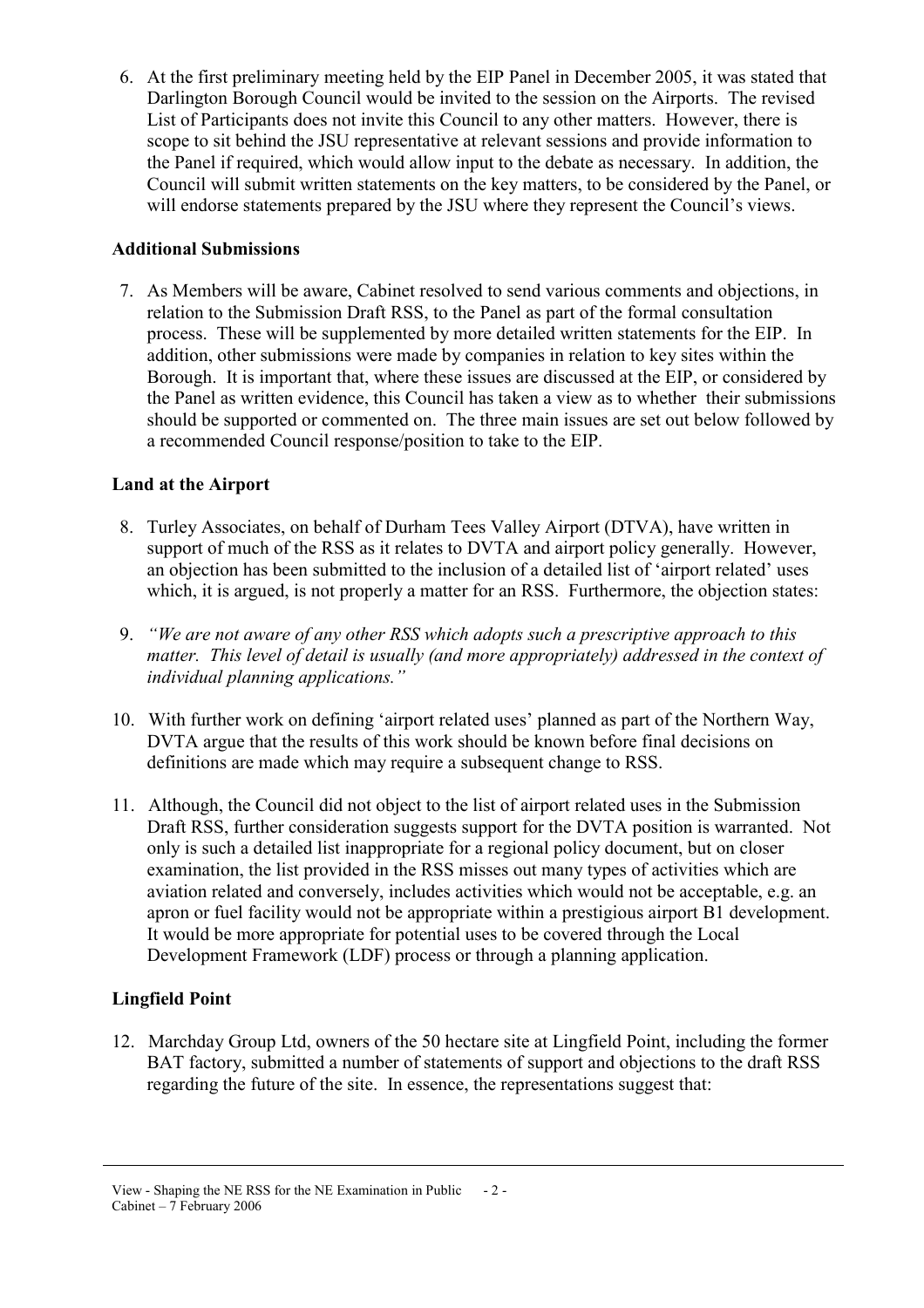6. At the first preliminary meeting held by the EIP Panel in December 2005, it was stated that Darlington Borough Council would be invited to the session on the Airports. The revised List of Participants does not invite this Council to any other matters. However, there is scope to sit behind the JSU representative at relevant sessions and provide information to the Panel if required, which would allow input to the debate as necessary. In addition, the Council will submit written statements on the key matters, to be considered by the Panel, or will endorse statements prepared by the JSU where they represent the Council's views.

**Additional Submissions**

7. As Members will be aware, Cabinet resolved to send various comments and objections, in relation to the Submission Draft RSS, to the Panel as part of the formal consultation process. These will be supplemented by more detailed written statements for the EIP. In addition, other submissions were made by companies in relation to key sites within the Borough. It is important that, where these issues are discussed at the EIP, or considered by the Panel as written evidence, this Council has taken a view as to whether their submissions should be supported or commented on. The three main issues are set out below followed by a recommended Council response/position to take to the EIP.

**Land at the Airport**

8. Turley Associates, on behalf of Durham Tees Valley Airport (DTVA), have written in support of much of the RSS as it relates to DVTA and airport policy generally. However, an objection has been submitted to the inclusion of a detailed list of 'airport related' uses which, it is argued, is not properly a matter for an RSS. Furthermore, the objection states:

9. *"We are not aware of any other RSS which adopts such a prescriptive approach to this matter. This level of detail is usually (and more appropriately) addressed in the context of individual planning applications."*

10. With further work on defining 'airport related uses' planned as part of the Northern Way, DVTA argue that the results of this work should be known before final decisions on definitions are made which may require a subsequent change to RSS.

11. Although, the Council did not object to the list of airport related uses in the Submission Draft RSS, further consideration suggests support for the DVTA position is warranted. Not only is such a detailed list inappropriate for a regional policy document, but on closer examination, the list provided in the RSS misses out many types of activities which are aviation related and conversely, includes activities which would not be acceptable, e.g. an apron or fuel facility would not be appropriate within a prestigious airport B1 development. It would be more appropriate for potential uses to be covered through the Local Development Framework (LDF) process or through a planning application.

**Lingfield Point**

12. Marchday Group Ltd, owners of the 50 hectare site at Lingfield Point, including the former BAT factory, submitted a number of statements of support and objections to the draft RSS regarding the future of the site. In essence, the representations suggest that: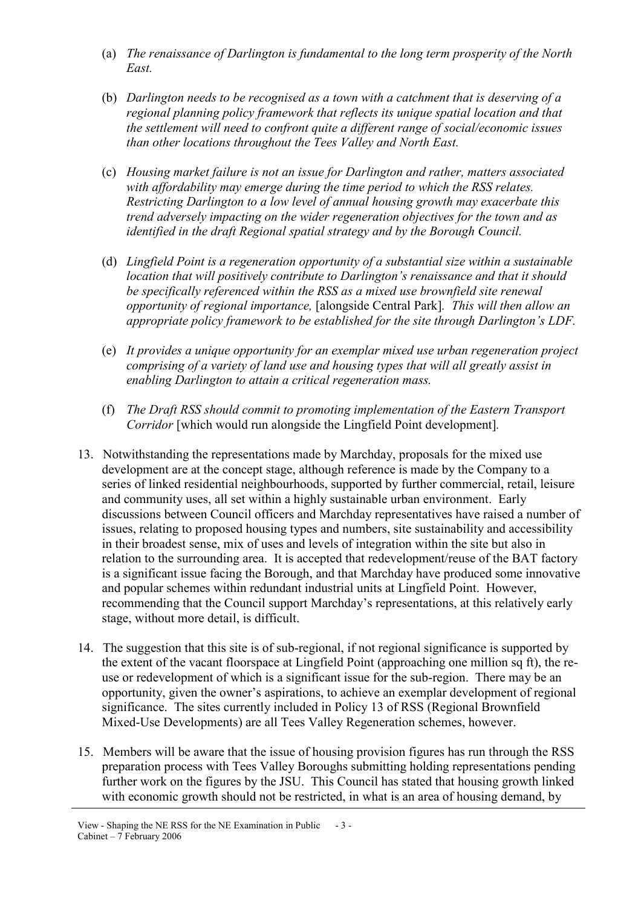(a) *The renaissance of Darlington is fundamental to the long term prosperity of the North East.*

(b) *Darlington needs to be recognised as a town with a catchment that is deserving of a regional planning policy framework that reflects its unique spatial location and that the settlement will need to confront quite a different range of social/economic issues than other locations throughout the Tees Valley and North East.*

(c) *Housing market failure is not an issue for Darlington and rather, matters associated with affordability may emerge during the time period to which the RSS relates. Restricting Darlington to a low level of annual housing growth may exacerbate this trend adversely impacting on the wider regeneration objectives for the town and as identified in the draft Regional spatial strategy and by the Borough Council.*

(d) *Lingfield Point is a regeneration opportunity of a substantial size within a sustainable location that will positively contribute to Darlington's renaissance and that it should be specifically referenced within the RSS as a mixed use brownfield site renewal opportunity of regional importance,* [alongside Central Park]*. This will then allow an appropriate policy framework to be established for the site through Darlington's LDF.*

(e) *It provides a unique opportunity for an exemplar mixed use urban regeneration project comprising of a variety of land use and housing types that will all greatly assist in enabling Darlington to attain a critical regeneration mass.*

(f) *The Draft RSS should commit to promoting implementation of the Eastern Transport Corridor* [which would run alongside the Lingfield Point development]*.*

13. Notwithstanding the representations made by Marchday, proposals for the mixed use development are at the concept stage, although reference is made by the Company to a series of linked residential neighbourhoods, supported by further commercial, retail, leisure and community uses, all set within a highly sustainable urban environment. Early discussions between Council officers and Marchday representatives have raised a number of issues, relating to proposed housing types and numbers, site sustainability and accessibility in their broadest sense, mix of uses and levels of integration within the site but also in relation to the surrounding area. It is accepted that redevelopment/reuse of the BAT factory is a significant issue facing the Borough, and that Marchday have produced some innovative and popular schemes within redundant industrial units at Lingfield Point. However, recommending that the Council support Marchday's representations, at this relatively early stage, without more detail, is difficult.

14. The suggestion that this site is of sub-regional, if not regional significance is supported by the extent of the vacant floorspace at Lingfield Point (approaching one million sq ft), the re-use or redevelopment of which is a significant issue for the sub-region. There may be an opportunity, given the owner's aspirations, to achieve an exemplar development of regional significance. The sites currently included in Policy 13 of RSS (Regional Brownfield Mixed-Use Developments) are all Tees Valley Regeneration schemes, however.

15. Members will be aware that the issue of housing provision figures has run through the RSS preparation process with Tees Valley Boroughs submitting holding representations pending further work on the figures by the JSU. This Council has stated that housing growth linked with economic growth should not be restricted, in what is an area of housing demand, by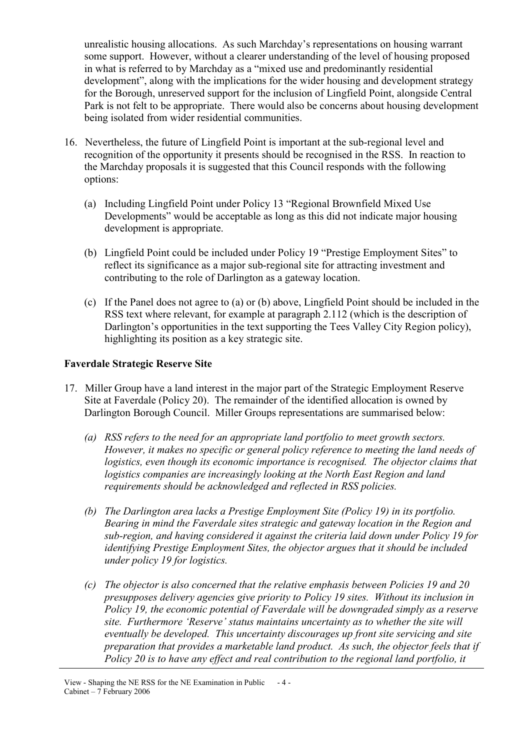unrealistic housing allocations. As such Marchday's representations on housing warrant some support. However, without a clearer understanding of the level of housing proposed in what is referred to by Marchday as a "mixed use and predominantly residential development", along with the implications for the wider housing and development strategy for the Borough, unreserved support for the inclusion of Lingfield Point, alongside Central Park is not felt to be appropriate. There would also be concerns about housing development being isolated from wider residential communities.

16. Nevertheless, the future of Lingfield Point is important at the sub-regional level and recognition of the opportunity it presents should be recognised in the RSS. In reaction to the Marchday proposals it is suggested that this Council responds with the following options:

    (a) Including Lingfield Point under Policy 13 "Regional Brownfield Mixed Use Developments" would be acceptable as long as this did not indicate major housing development is appropriate.

    (b) Lingfield Point could be included under Policy 19 "Prestige Employment Sites" to reflect its significance as a major sub-regional site for attracting investment and contributing to the role of Darlington as a gateway location.

    (c) If the Panel does not agree to (a) or (b) above, Lingfield Point should be included in the RSS text where relevant, for example at paragraph 2.112 (which is the description of Darlington's opportunities in the text supporting the Tees Valley City Region policy), highlighting its position as a key strategic site.

**Faverdale Strategic Reserve Site**

17. Miller Group have a land interest in the major part of the Strategic Employment Reserve Site at Faverdale (Policy 20). The remainder of the identified allocation is owned by Darlington Borough Council. Miller Groups representations are summarised below:

    *(a) RSS refers to the need for an appropriate land portfolio to meet growth sectors. However, it makes no specific or general policy reference to meeting the land needs of logistics, even though its economic importance is recognised. The objector claims that logistics companies are increasingly looking at the North East Region and land requirements should be acknowledged and reflected in RSS policies.*

    *(b) The Darlington area lacks a Prestige Employment Site (Policy 19) in its portfolio. Bearing in mind the Faverdale sites strategic and gateway location in the Region and sub-region, and having considered it against the criteria laid down under Policy 19 for identifying Prestige Employment Sites, the objector argues that it should be included under policy 19 for logistics.*

    *(c) The objector is also concerned that the relative emphasis between Policies 19 and 20 presupposes delivery agencies give priority to Policy 19 sites. Without its inclusion in Policy 19, the economic potential of Faverdale will be downgraded simply as a reserve site. Furthermore 'Reserve' status maintains uncertainty as to whether the site will eventually be developed. This uncertainty discourages up front site servicing and site preparation that provides a marketable land product. As such, the objector feels that if Policy 20 is to have any effect and real contribution to the regional land portfolio, it*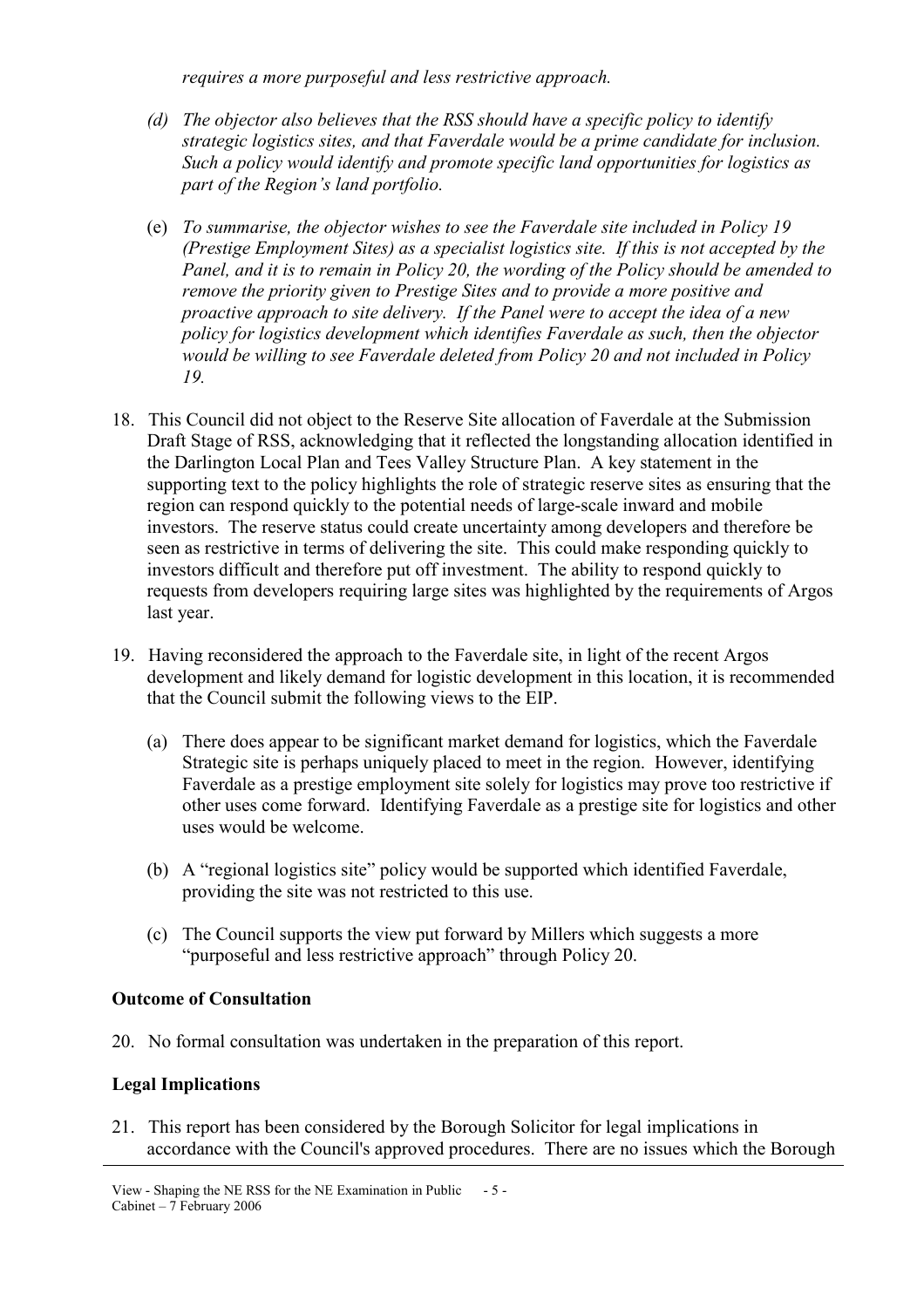*requires a more purposeful and less restrictive approach.*

(d) *The objector also believes that the RSS should have a specific policy to identify strategic logistics sites, and that Faverdale would be a prime candidate for inclusion. Such a policy would identify and promote specific land opportunities for logistics as part of the Region's land portfolio.*

(e) *To summarise, the objector wishes to see the Faverdale site included in Policy 19 (Prestige Employment Sites) as a specialist logistics site. If this is not accepted by the Panel, and it is to remain in Policy 20, the wording of the Policy should be amended to remove the priority given to Prestige Sites and to provide a more positive and proactive approach to site delivery. If the Panel were to accept the idea of a new policy for logistics development which identifies Faverdale as such, then the objector would be willing to see Faverdale deleted from Policy 20 and not included in Policy 19.*

18. This Council did not object to the Reserve Site allocation of Faverdale at the Submission Draft Stage of RSS, acknowledging that it reflected the longstanding allocation identified in the Darlington Local Plan and Tees Valley Structure Plan. A key statement in the supporting text to the policy highlights the role of strategic reserve sites as ensuring that the region can respond quickly to the potential needs of large-scale inward and mobile investors. The reserve status could create uncertainty among developers and therefore be seen as restrictive in terms of delivering the site. This could make responding quickly to investors difficult and therefore put off investment. The ability to respond quickly to requests from developers requiring large sites was highlighted by the requirements of Argos last year.

19. Having reconsidered the approach to the Faverdale site, in light of the recent Argos development and likely demand for logistic development in this location, it is recommended that the Council submit the following views to the EIP.

    (a) There does appear to be significant market demand for logistics, which the Faverdale Strategic site is perhaps uniquely placed to meet in the region. However, identifying Faverdale as a prestige employment site solely for logistics may prove too restrictive if other uses come forward. Identifying Faverdale as a prestige site for logistics and other uses would be welcome.

    (b) A "regional logistics site" policy would be supported which identified Faverdale, providing the site was not restricted to this use.

    (c) The Council supports the view put forward by Millers which suggests a more "purposeful and less restrictive approach" through Policy 20.

**Outcome of Consultation**

20. No formal consultation was undertaken in the preparation of this report.

**Legal Implications**

21. This report has been considered by the Borough Solicitor for legal implications in accordance with the Council's approved procedures. There are no issues which the Borough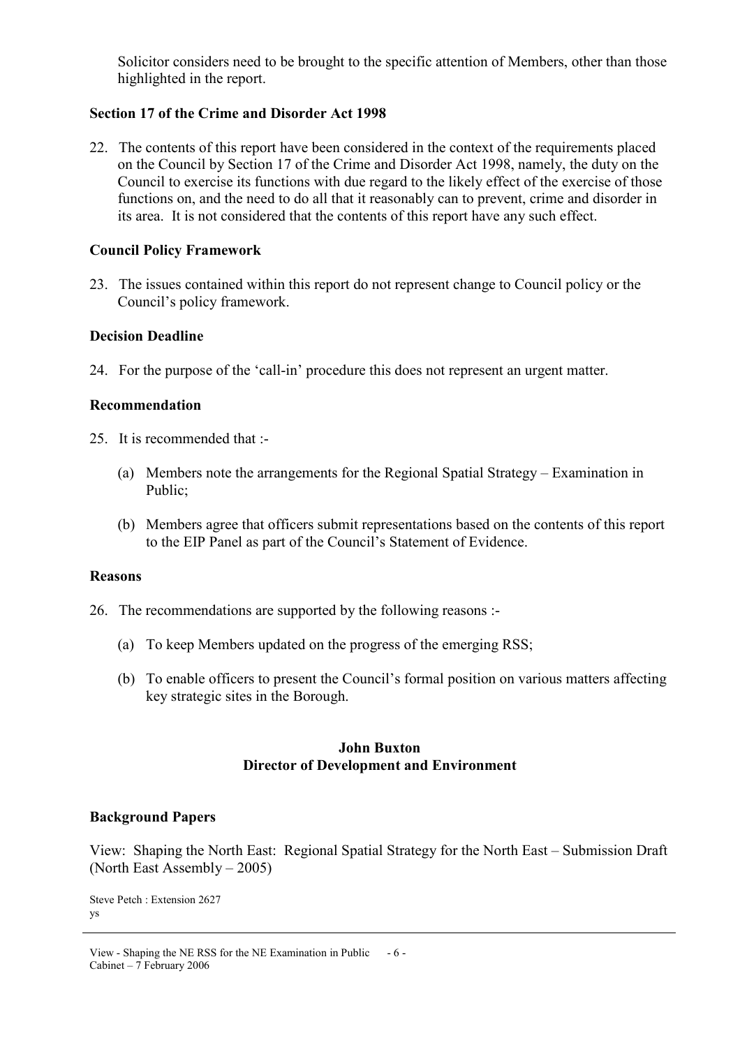Solicitor considers need to be brought to the specific attention of Members, other than those highlighted in the report.

**Section 17 of the Crime and Disorder Act 1998**

22. The contents of this report have been considered in the context of the requirements placed on the Council by Section 17 of the Crime and Disorder Act 1998, namely, the duty on the Council to exercise its functions with due regard to the likely effect of the exercise of those functions on, and the need to do all that it reasonably can to prevent, crime and disorder in its area. It is not considered that the contents of this report have any such effect.

**Council Policy Framework**

23. The issues contained within this report do not represent change to Council policy or the Council's policy framework.

**Decision Deadline**

24. For the purpose of the 'call-in' procedure this does not represent an urgent matter.

**Recommendation**

25. It is recommended that :-

    (a) Members note the arrangements for the Regional Spatial Strategy – Examination in Public;

    (b) Members agree that officers submit representations based on the contents of this report to the EIP Panel as part of the Council's Statement of Evidence.

**Reasons**

26. The recommendations are supported by the following reasons :-

    (a) To keep Members updated on the progress of the emerging RSS;

    (b) To enable officers to present the Council's formal position on various matters affecting key strategic sites in the Borough.

**John Buxton**
**Director of Development and Environment**

**Background Papers**

View: Shaping the North East: Regional Spatial Strategy for the North East – Submission Draft (North East Assembly – 2005)

Steve Petch : Extension 2627
ys